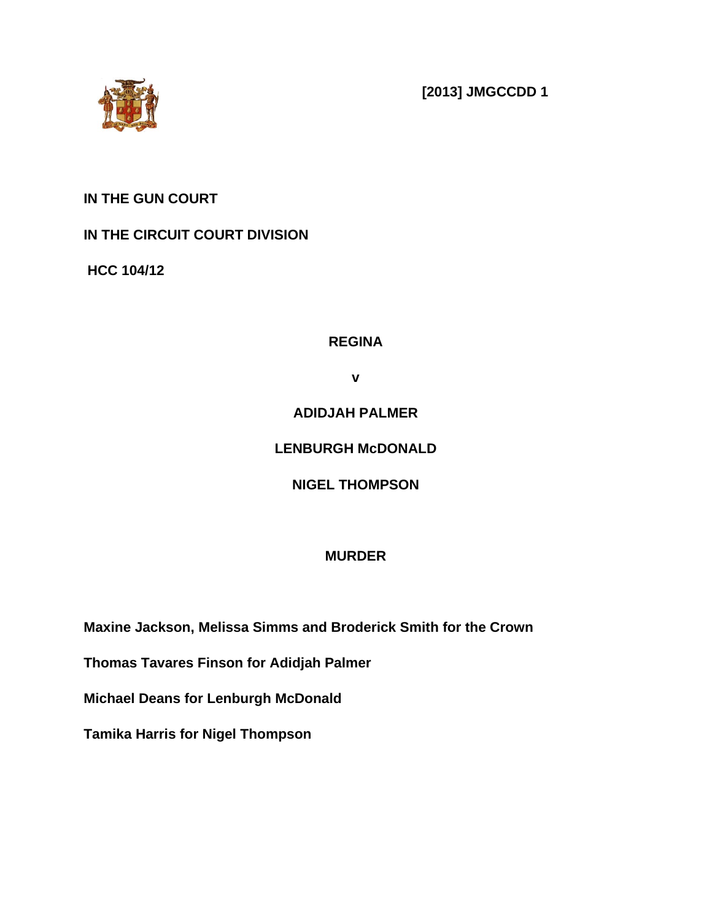**[2013] JMGCCDD 1**

**IN THE GUN COURT**

**IN THE CIRCUIT COURT DIVISION**

**HCC 104/12**

**REGINA**

**v**

**ADIDJAH PALMER**

**LENBURGH McDONALD**

**NIGEL THOMPSON**

**MURDER**

**Maxine Jackson, Melissa Simms and Broderick Smith for the Crown**

**Thomas Tavares Finson for Adidjah Palmer**

**Michael Deans for Lenburgh McDonald**

**Tamika Harris for Nigel Thompson**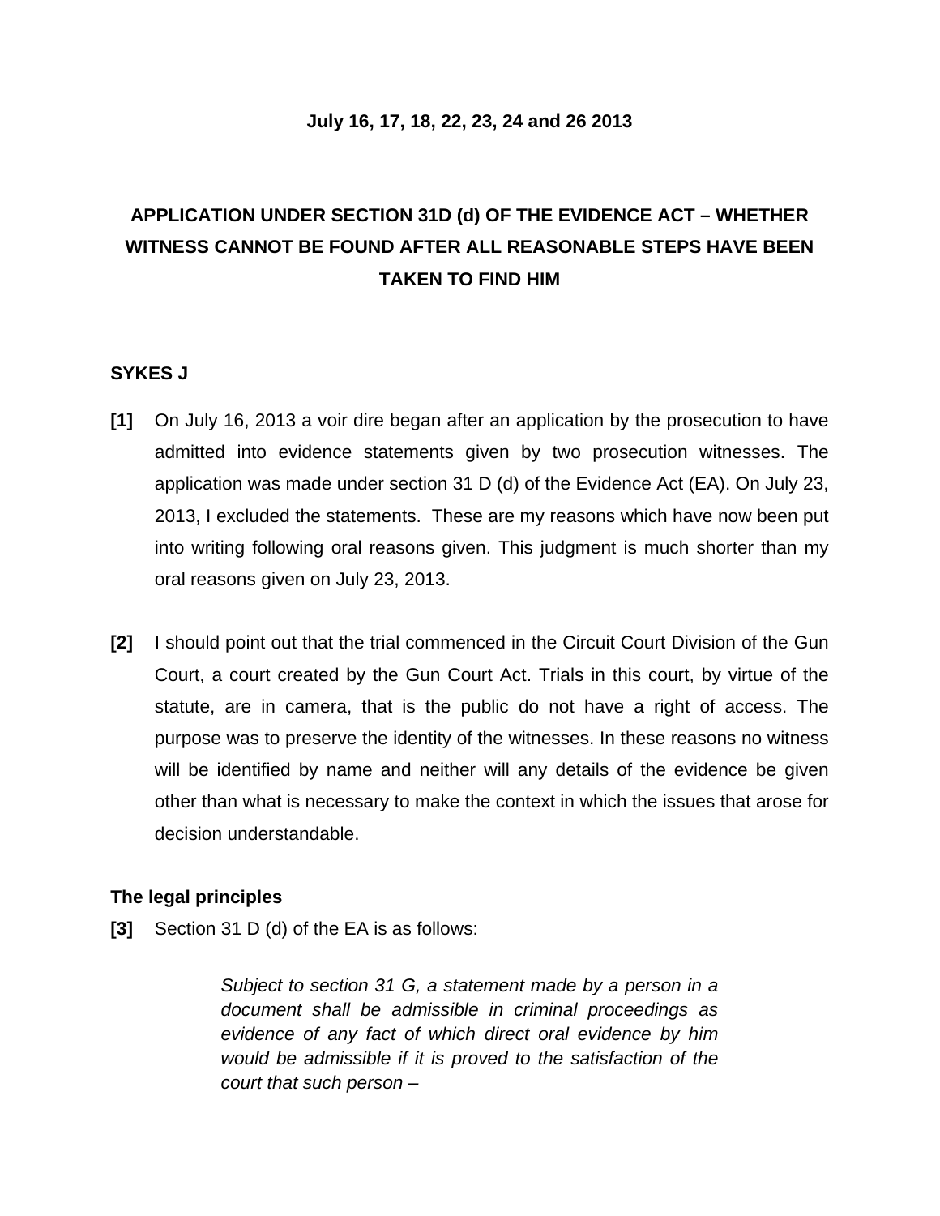**July 16, 17, 18, 22, 23, 24 and 26 2013**

## APPLICATION UNDER SECTION 31D (d) OF THE EVIDENCE ACT – WHETHER WITNESS CANNOT BE FOUND AFTER ALL REASONABLE STEPS HAVE BEEN TAKEN TO FIND HIM

**SYKES J**

**[1]** On July 16, 2013 a voir dire began after an application by the prosecution to have admitted into evidence statements given by two prosecution witnesses. The application was made under section 31 D (d) of the Evidence Act (EA). On July 23, 2013, I excluded the statements. These are my reasons which have now been put into writing following oral reasons given. This judgment is much shorter than my oral reasons given on July 23, 2013.

**[2]** I should point out that the trial commenced in the Circuit Court Division of the Gun Court, a court created by the Gun Court Act. Trials in this court, by virtue of the statute, are in camera, that is the public do not have a right of access. The purpose was to preserve the identity of the witnesses. In these reasons no witness will be identified by name and neither will any details of the evidence be given other than what is necessary to make the context in which the issues that arose for decision understandable.

### The legal principles

**[3]** Section 31 D (d) of the EA is as follows:

> *Subject to section 31 G, a statement made by a person in a document shall be admissible in criminal proceedings as evidence of any fact of which direct oral evidence by him would be admissible if it is proved to the satisfaction of the court that such person –*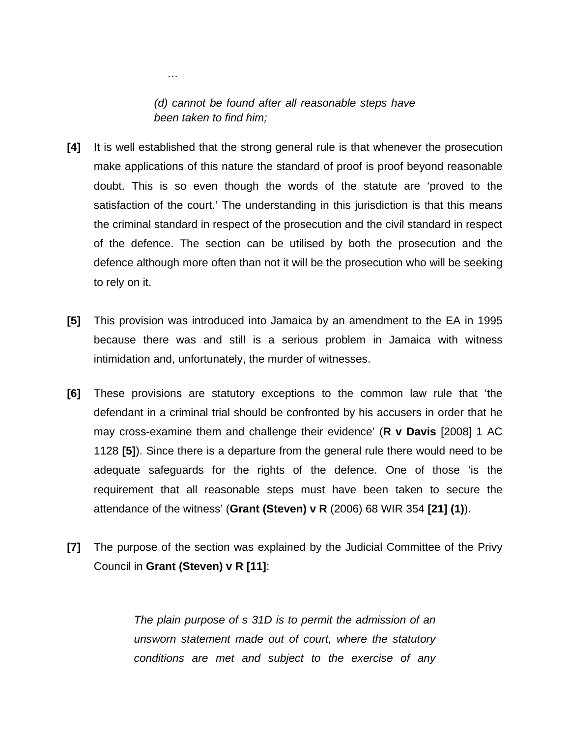> *…*
>
> *(d) cannot be found after all reasonable steps have been taken to find him;*

**[4]** It is well established that the strong general rule is that whenever the prosecution make applications of this nature the standard of proof is proof beyond reasonable doubt. This is so even though the words of the statute are 'proved to the satisfaction of the court.' The understanding in this jurisdiction is that this means the criminal standard in respect of the prosecution and the civil standard in respect of the defence. The section can be utilised by both the prosecution and the defence although more often than not it will be the prosecution who will be seeking to rely on it.

**[5]** This provision was introduced into Jamaica by an amendment to the EA in 1995 because there was and still is a serious problem in Jamaica with witness intimidation and, unfortunately, the murder of witnesses.

**[6]** These provisions are statutory exceptions to the common law rule that 'the defendant in a criminal trial should be confronted by his accusers in order that he may cross-examine them and challenge their evidence' (**R v Davis** [2008] 1 AC 1128 **[5]**). Since there is a departure from the general rule there would need to be adequate safeguards for the rights of the defence. One of those 'is the requirement that all reasonable steps must have been taken to secure the attendance of the witness' (**Grant (Steven) v R** (2006) 68 WIR 354 **[21] (1)**).

**[7]** The purpose of the section was explained by the Judicial Committee of the Privy Council in **Grant (Steven) v R [11]**:

> *The plain purpose of s 31D is to permit the admission of an unsworn statement made out of court, where the statutory conditions are met and subject to the exercise of any*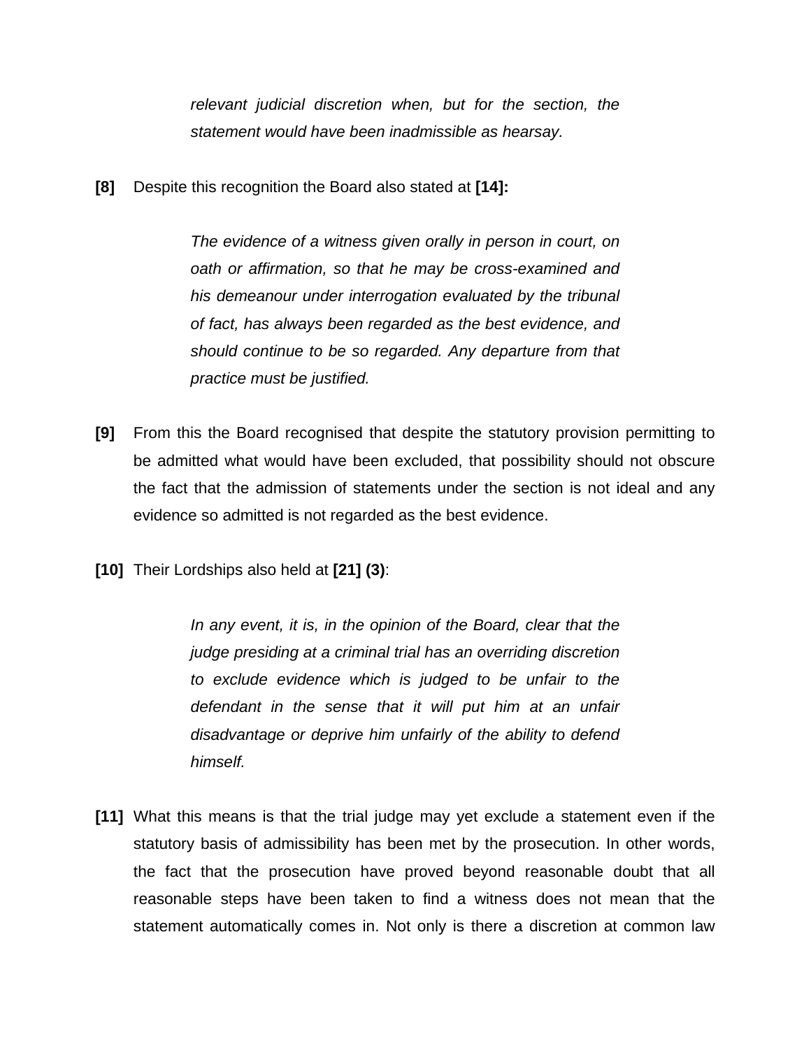> *relevant judicial discretion when, but for the section, the statement would have been inadmissible as hearsay.*

**[8]** Despite this recognition the Board also stated at **[14]:**

> *The evidence of a witness given orally in person in court, on oath or affirmation, so that he may be cross-examined and his demeanour under interrogation evaluated by the tribunal of fact, has always been regarded as the best evidence, and should continue to be so regarded. Any departure from that practice must be justified.*

**[9]** From this the Board recognised that despite the statutory provision permitting to be admitted what would have been excluded, that possibility should not obscure the fact that the admission of statements under the section is not ideal and any evidence so admitted is not regarded as the best evidence.

**[10]** Their Lordships also held at **[21] (3)**:

> *In any event, it is, in the opinion of the Board, clear that the judge presiding at a criminal trial has an overriding discretion to exclude evidence which is judged to be unfair to the defendant in the sense that it will put him at an unfair disadvantage or deprive him unfairly of the ability to defend himself.*

**[11]** What this means is that the trial judge may yet exclude a statement even if the statutory basis of admissibility has been met by the prosecution. In other words, the fact that the prosecution have proved beyond reasonable doubt that all reasonable steps have been taken to find a witness does not mean that the statement automatically comes in. Not only is there a discretion at common law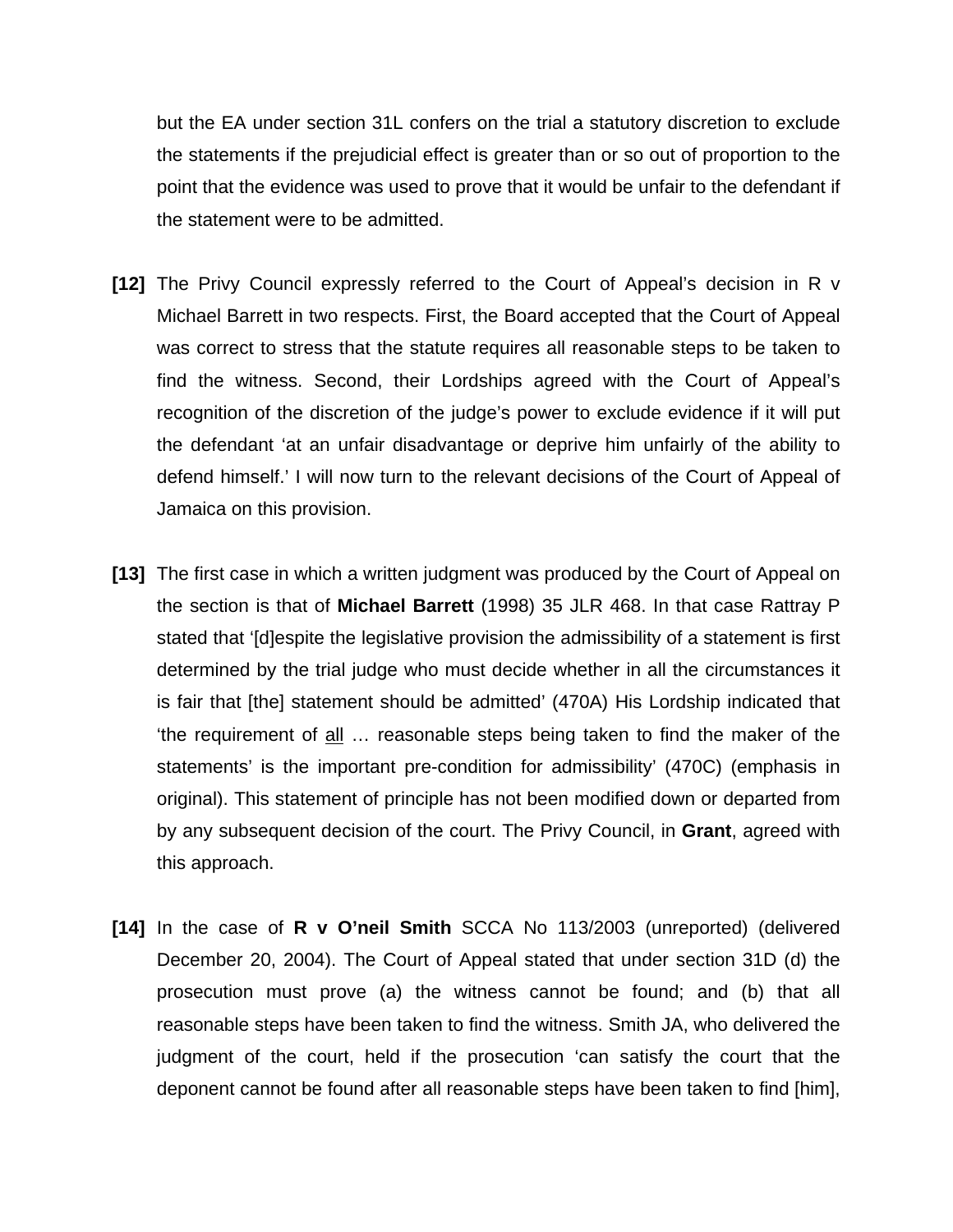but the EA under section 31L confers on the trial a statutory discretion to exclude the statements if the prejudicial effect is greater than or so out of proportion to the point that the evidence was used to prove that it would be unfair to the defendant if the statement were to be admitted.

**[12]** The Privy Council expressly referred to the Court of Appeal's decision in R v Michael Barrett in two respects. First, the Board accepted that the Court of Appeal was correct to stress that the statute requires all reasonable steps to be taken to find the witness. Second, their Lordships agreed with the Court of Appeal's recognition of the discretion of the judge's power to exclude evidence if it will put the defendant 'at an unfair disadvantage or deprive him unfairly of the ability to defend himself.' I will now turn to the relevant decisions of the Court of Appeal of Jamaica on this provision.

**[13]** The first case in which a written judgment was produced by the Court of Appeal on the section is that of **Michael Barrett** (1998) 35 JLR 468. In that case Rattray P stated that '[d]espite the legislative provision the admissibility of a statement is first determined by the trial judge who must decide whether in all the circumstances it is fair that [the] statement should be admitted' (470A) His Lordship indicated that 'the requirement of <u>all</u> … reasonable steps being taken to find the maker of the statements' is the important pre-condition for admissibility' (470C) (emphasis in original). This statement of principle has not been modified down or departed from by any subsequent decision of the court. The Privy Council, in **Grant**, agreed with this approach.

**[14]** In the case of **R v O'neil Smith** SCCA No 113/2003 (unreported) (delivered December 20, 2004). The Court of Appeal stated that under section 31D (d) the prosecution must prove (a) the witness cannot be found; and (b) that all reasonable steps have been taken to find the witness. Smith JA, who delivered the judgment of the court, held if the prosecution 'can satisfy the court that the deponent cannot be found after all reasonable steps have been taken to find [him],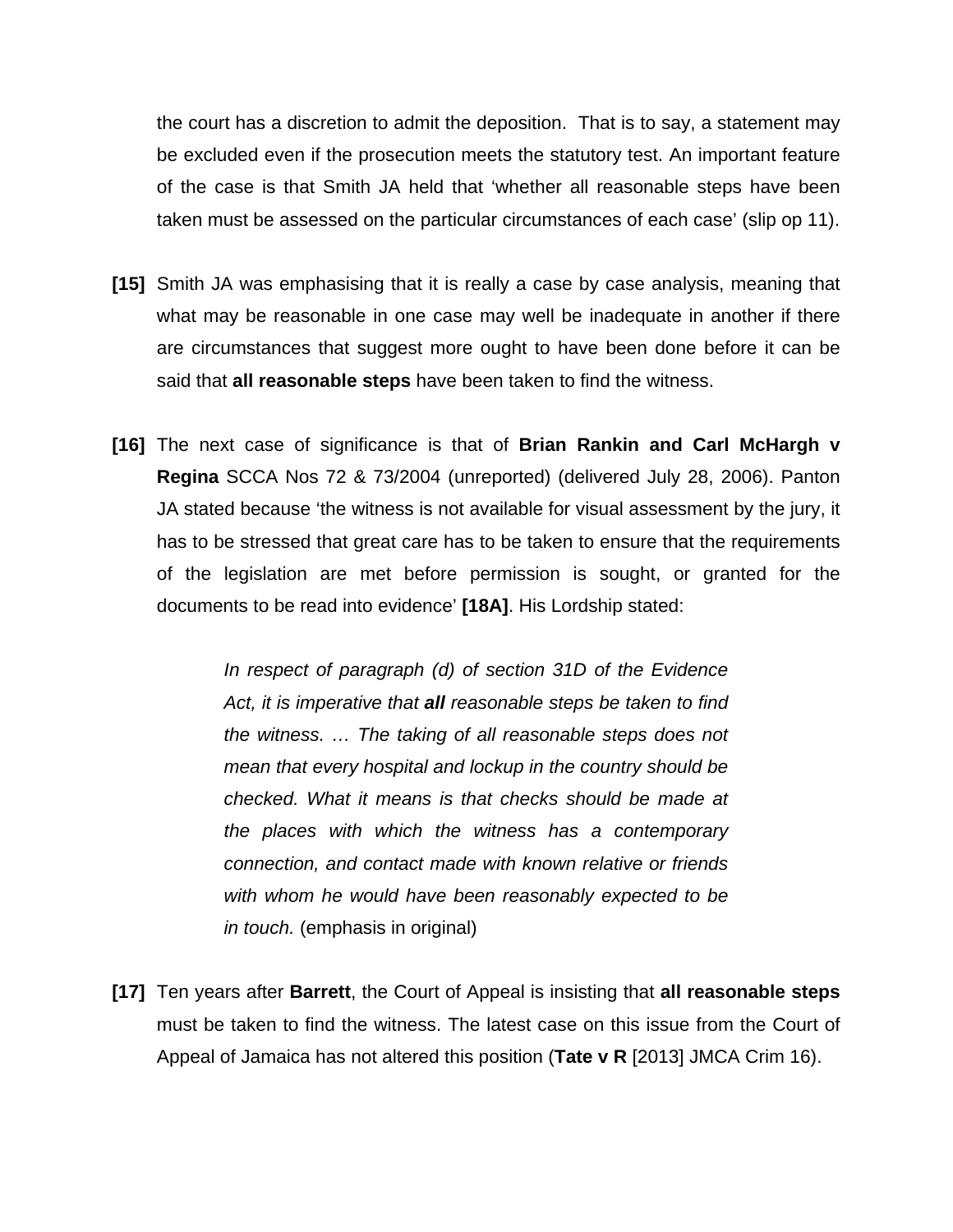the court has a discretion to admit the deposition. That is to say, a statement may be excluded even if the prosecution meets the statutory test. An important feature of the case is that Smith JA held that 'whether all reasonable steps have been taken must be assessed on the particular circumstances of each case' (slip op 11).

**[15]** Smith JA was emphasising that it is really a case by case analysis, meaning that what may be reasonable in one case may well be inadequate in another if there are circumstances that suggest more ought to have been done before it can be said that **all reasonable steps** have been taken to find the witness.

**[16]** The next case of significance is that of **Brian Rankin and Carl McHargh v Regina** SCCA Nos 72 & 73/2004 (unreported) (delivered July 28, 2006). Panton JA stated because 'the witness is not available for visual assessment by the jury, it has to be stressed that great care has to be taken to ensure that the requirements of the legislation are met before permission is sought, or granted for the documents to be read into evidence' **[18A]**. His Lordship stated:

> *In respect of paragraph (d) of section 31D of the Evidence Act, it is imperative that **all** reasonable steps be taken to find the witness. … The taking of all reasonable steps does not mean that every hospital and lockup in the country should be checked. What it means is that checks should be made at the places with which the witness has a contemporary connection, and contact made with known relative or friends with whom he would have been reasonably expected to be in touch.* (emphasis in original)

**[17]** Ten years after **Barrett**, the Court of Appeal is insisting that **all reasonable steps** must be taken to find the witness. The latest case on this issue from the Court of Appeal of Jamaica has not altered this position (**Tate v R** [2013] JMCA Crim 16).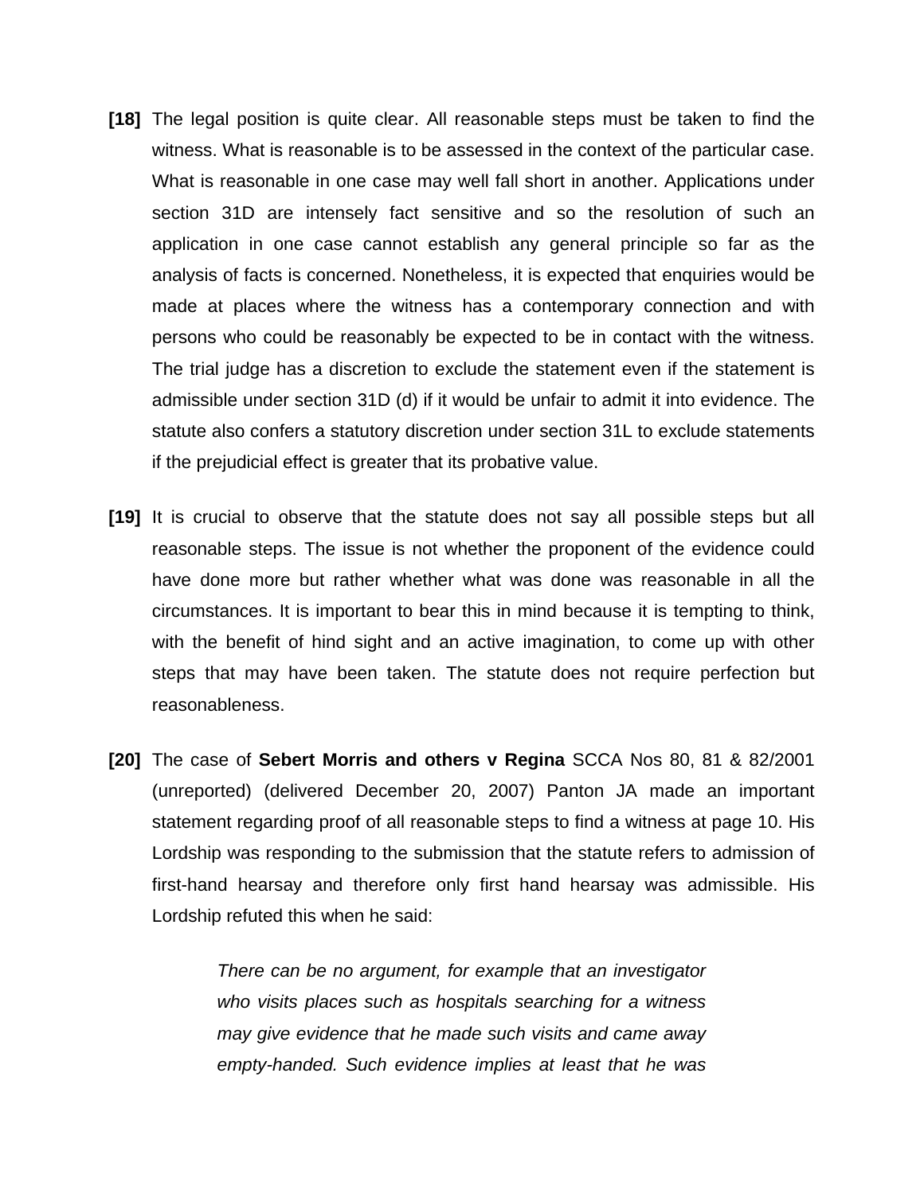**[18]** The legal position is quite clear. All reasonable steps must be taken to find the witness. What is reasonable is to be assessed in the context of the particular case. What is reasonable in one case may well fall short in another. Applications under section 31D are intensely fact sensitive and so the resolution of such an application in one case cannot establish any general principle so far as the analysis of facts is concerned. Nonetheless, it is expected that enquiries would be made at places where the witness has a contemporary connection and with persons who could be reasonably be expected to be in contact with the witness. The trial judge has a discretion to exclude the statement even if the statement is admissible under section 31D (d) if it would be unfair to admit it into evidence. The statute also confers a statutory discretion under section 31L to exclude statements if the prejudicial effect is greater that its probative value.

**[19]** It is crucial to observe that the statute does not say all possible steps but all reasonable steps. The issue is not whether the proponent of the evidence could have done more but rather whether what was done was reasonable in all the circumstances. It is important to bear this in mind because it is tempting to think, with the benefit of hind sight and an active imagination, to come up with other steps that may have been taken. The statute does not require perfection but reasonableness.

**[20]** The case of **Sebert Morris and others v Regina** SCCA Nos 80, 81 & 82/2001 (unreported) (delivered December 20, 2007) Panton JA made an important statement regarding proof of all reasonable steps to find a witness at page 10. His Lordship was responding to the submission that the statute refers to admission of first-hand hearsay and therefore only first hand hearsay was admissible. His Lordship refuted this when he said:

> *There can be no argument, for example that an investigator who visits places such as hospitals searching for a witness may give evidence that he made such visits and came away empty-handed. Such evidence implies at least that he was*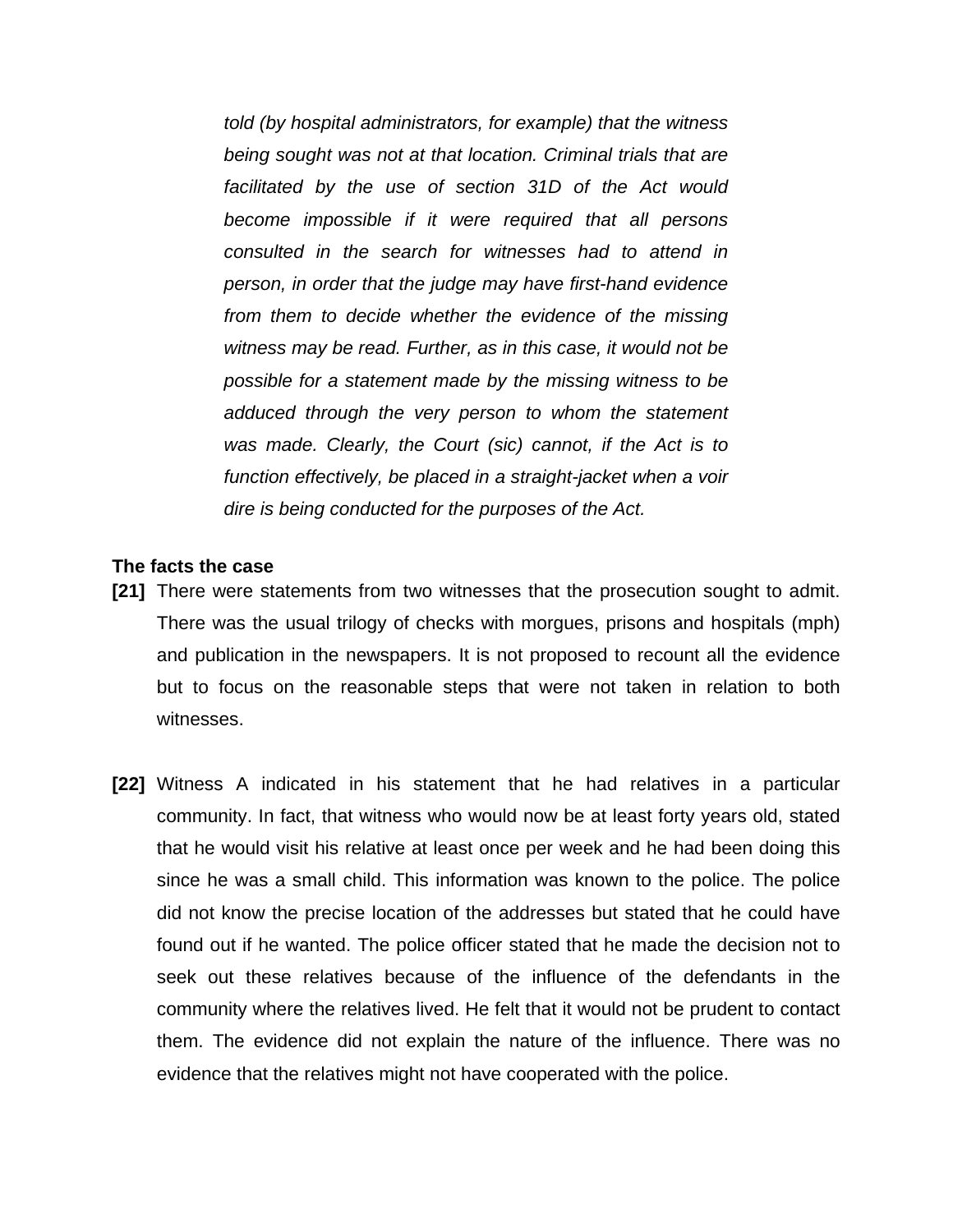> *told (by hospital administrators, for example) that the witness being sought was not at that location. Criminal trials that are facilitated by the use of section 31D of the Act would become impossible if it were required that all persons consulted in the search for witnesses had to attend in person, in order that the judge may have first-hand evidence from them to decide whether the evidence of the missing witness may be read. Further, as in this case, it would not be possible for a statement made by the missing witness to be adduced through the very person to whom the statement was made. Clearly, the Court (sic) cannot, if the Act is to function effectively, be placed in a straight-jacket when a voir dire is being conducted for the purposes of the Act.*

**The facts the case**

**[21]** There were statements from two witnesses that the prosecution sought to admit. There was the usual trilogy of checks with morgues, prisons and hospitals (mph) and publication in the newspapers. It is not proposed to recount all the evidence but to focus on the reasonable steps that were not taken in relation to both witnesses.

**[22]** Witness A indicated in his statement that he had relatives in a particular community. In fact, that witness who would now be at least forty years old, stated that he would visit his relative at least once per week and he had been doing this since he was a small child. This information was known to the police. The police did not know the precise location of the addresses but stated that he could have found out if he wanted. The police officer stated that he made the decision not to seek out these relatives because of the influence of the defendants in the community where the relatives lived. He felt that it would not be prudent to contact them. The evidence did not explain the nature of the influence. There was no evidence that the relatives might not have cooperated with the police.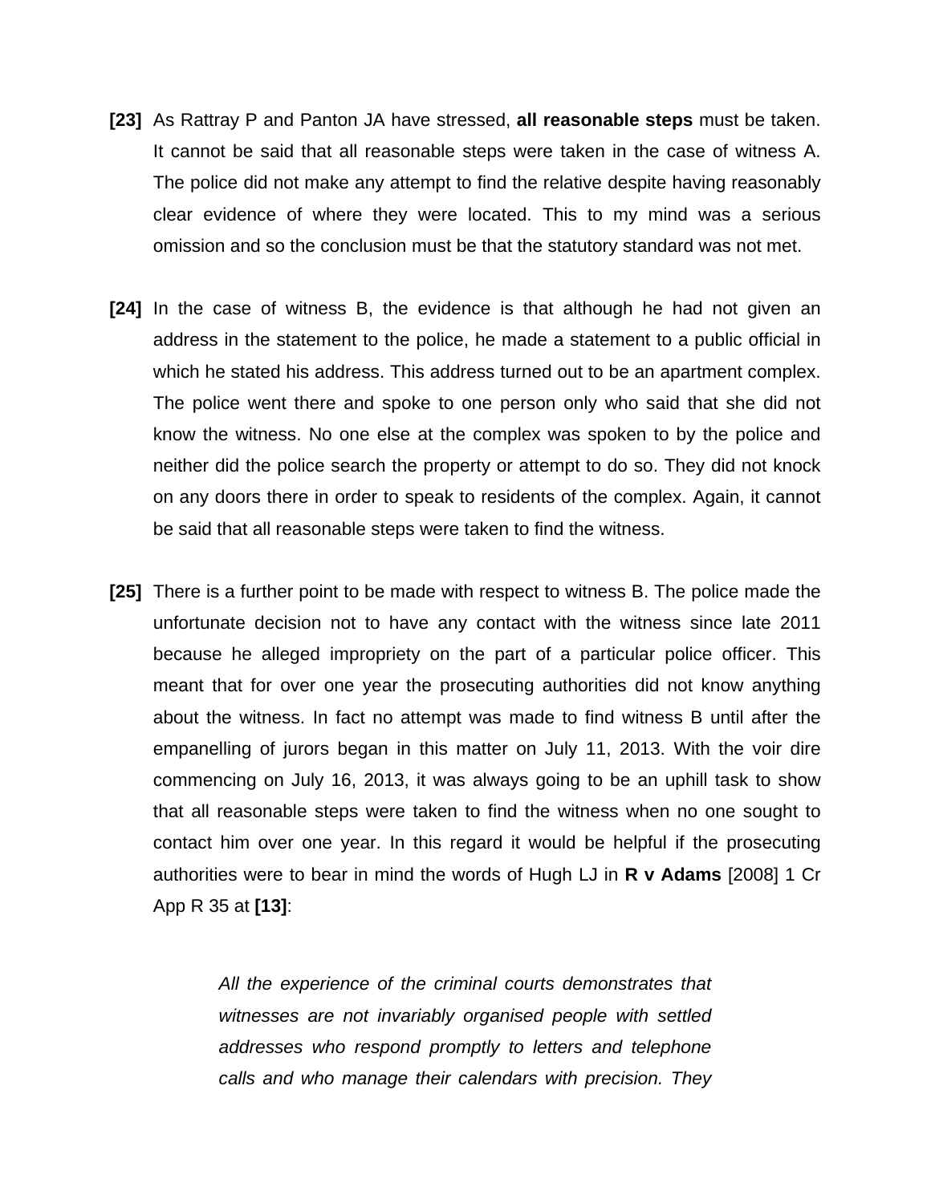**[23]** As Rattray P and Panton JA have stressed, **all reasonable steps** must be taken. It cannot be said that all reasonable steps were taken in the case of witness A. The police did not make any attempt to find the relative despite having reasonably clear evidence of where they were located. This to my mind was a serious omission and so the conclusion must be that the statutory standard was not met.

**[24]** In the case of witness B, the evidence is that although he had not given an address in the statement to the police, he made a statement to a public official in which he stated his address. This address turned out to be an apartment complex. The police went there and spoke to one person only who said that she did not know the witness. No one else at the complex was spoken to by the police and neither did the police search the property or attempt to do so. They did not knock on any doors there in order to speak to residents of the complex. Again, it cannot be said that all reasonable steps were taken to find the witness.

**[25]** There is a further point to be made with respect to witness B. The police made the unfortunate decision not to have any contact with the witness since late 2011 because he alleged impropriety on the part of a particular police officer. This meant that for over one year the prosecuting authorities did not know anything about the witness. In fact no attempt was made to find witness B until after the empanelling of jurors began in this matter on July 11, 2013. With the voir dire commencing on July 16, 2013, it was always going to be an uphill task to show that all reasonable steps were taken to find the witness when no one sought to contact him over one year. In this regard it would be helpful if the prosecuting authorities were to bear in mind the words of Hugh LJ in **R v Adams** [2008] 1 Cr App R 35 at **[13]**:

> *All the experience of the criminal courts demonstrates that witnesses are not invariably organised people with settled addresses who respond promptly to letters and telephone calls and who manage their calendars with precision. They*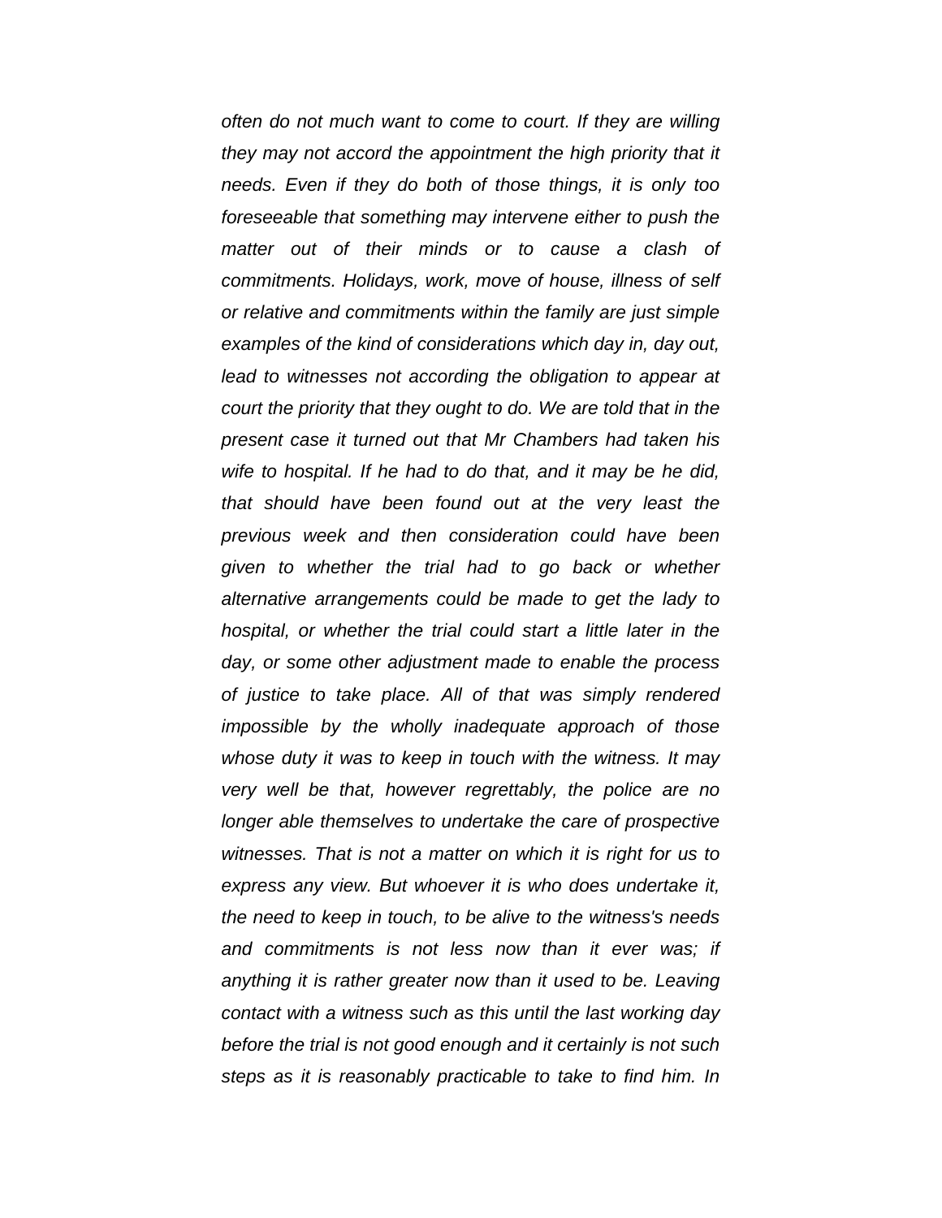*often do not much want to come to court. If they are willing they may not accord the appointment the high priority that it needs. Even if they do both of those things, it is only too foreseeable that something may intervene either to push the matter out of their minds or to cause a clash of commitments. Holidays, work, move of house, illness of self or relative and commitments within the family are just simple examples of the kind of considerations which day in, day out, lead to witnesses not according the obligation to appear at court the priority that they ought to do. We are told that in the present case it turned out that Mr Chambers had taken his wife to hospital. If he had to do that, and it may be he did, that should have been found out at the very least the previous week and then consideration could have been given to whether the trial had to go back or whether alternative arrangements could be made to get the lady to hospital, or whether the trial could start a little later in the day, or some other adjustment made to enable the process of justice to take place. All of that was simply rendered impossible by the wholly inadequate approach of those whose duty it was to keep in touch with the witness. It may very well be that, however regrettably, the police are no longer able themselves to undertake the care of prospective witnesses. That is not a matter on which it is right for us to express any view. But whoever it is who does undertake it, the need to keep in touch, to be alive to the witness's needs and commitments is not less now than it ever was; if anything it is rather greater now than it used to be. Leaving contact with a witness such as this until the last working day before the trial is not good enough and it certainly is not such steps as it is reasonably practicable to take to find him. In*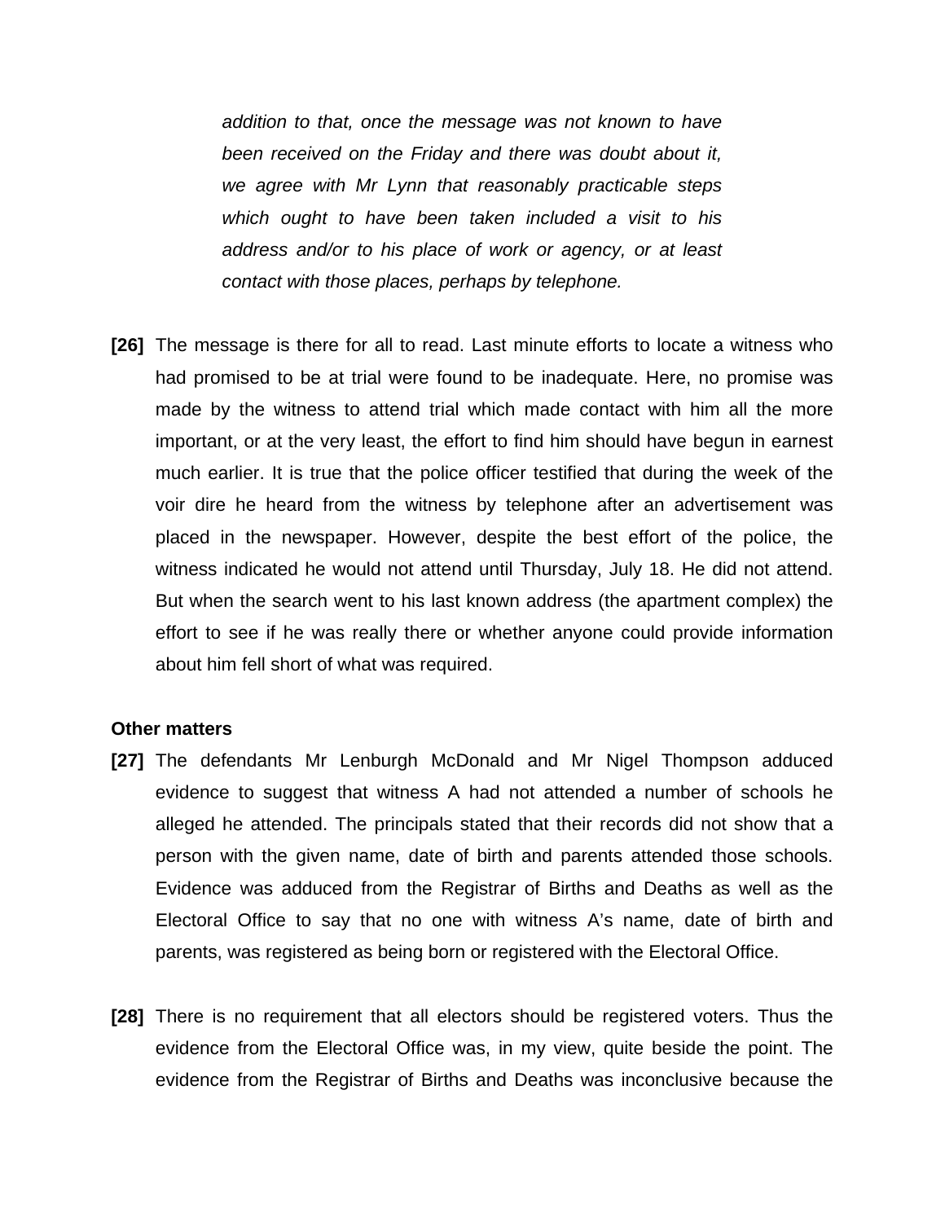> *addition to that, once the message was not known to have been received on the Friday and there was doubt about it, we agree with Mr Lynn that reasonably practicable steps which ought to have been taken included a visit to his address and/or to his place of work or agency, or at least contact with those places, perhaps by telephone.*

**[26]** The message is there for all to read. Last minute efforts to locate a witness who had promised to be at trial were found to be inadequate. Here, no promise was made by the witness to attend trial which made contact with him all the more important, or at the very least, the effort to find him should have begun in earnest much earlier. It is true that the police officer testified that during the week of the voir dire he heard from the witness by telephone after an advertisement was placed in the newspaper. However, despite the best effort of the police, the witness indicated he would not attend until Thursday, July 18. He did not attend. But when the search went to his last known address (the apartment complex) the effort to see if he was really there or whether anyone could provide information about him fell short of what was required.

**Other matters**

**[27]** The defendants Mr Lenburgh McDonald and Mr Nigel Thompson adduced evidence to suggest that witness A had not attended a number of schools he alleged he attended. The principals stated that their records did not show that a person with the given name, date of birth and parents attended those schools. Evidence was adduced from the Registrar of Births and Deaths as well as the Electoral Office to say that no one with witness A's name, date of birth and parents, was registered as being born or registered with the Electoral Office.

**[28]** There is no requirement that all electors should be registered voters. Thus the evidence from the Electoral Office was, in my view, quite beside the point. The evidence from the Registrar of Births and Deaths was inconclusive because the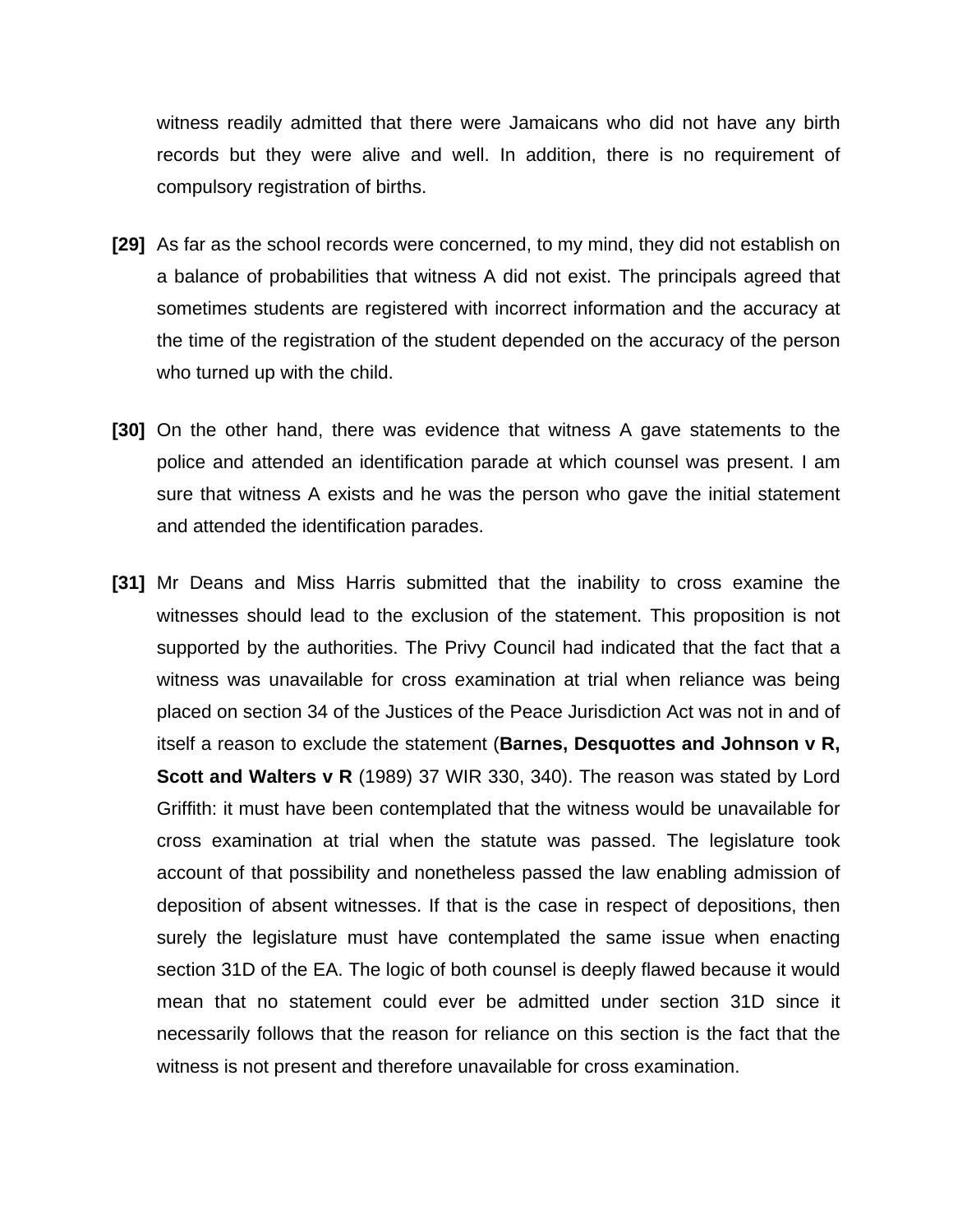witness readily admitted that there were Jamaicans who did not have any birth records but they were alive and well. In addition, there is no requirement of compulsory registration of births.

**[29]** As far as the school records were concerned, to my mind, they did not establish on a balance of probabilities that witness A did not exist. The principals agreed that sometimes students are registered with incorrect information and the accuracy at the time of the registration of the student depended on the accuracy of the person who turned up with the child.

**[30]** On the other hand, there was evidence that witness A gave statements to the police and attended an identification parade at which counsel was present. I am sure that witness A exists and he was the person who gave the initial statement and attended the identification parades.

**[31]** Mr Deans and Miss Harris submitted that the inability to cross examine the witnesses should lead to the exclusion of the statement. This proposition is not supported by the authorities. The Privy Council had indicated that the fact that a witness was unavailable for cross examination at trial when reliance was being placed on section 34 of the Justices of the Peace Jurisdiction Act was not in and of itself a reason to exclude the statement (**Barnes, Desquottes and Johnson v R, Scott and Walters v R** (1989) 37 WIR 330, 340). The reason was stated by Lord Griffith: it must have been contemplated that the witness would be unavailable for cross examination at trial when the statute was passed. The legislature took account of that possibility and nonetheless passed the law enabling admission of deposition of absent witnesses. If that is the case in respect of depositions, then surely the legislature must have contemplated the same issue when enacting section 31D of the EA. The logic of both counsel is deeply flawed because it would mean that no statement could ever be admitted under section 31D since it necessarily follows that the reason for reliance on this section is the fact that the witness is not present and therefore unavailable for cross examination.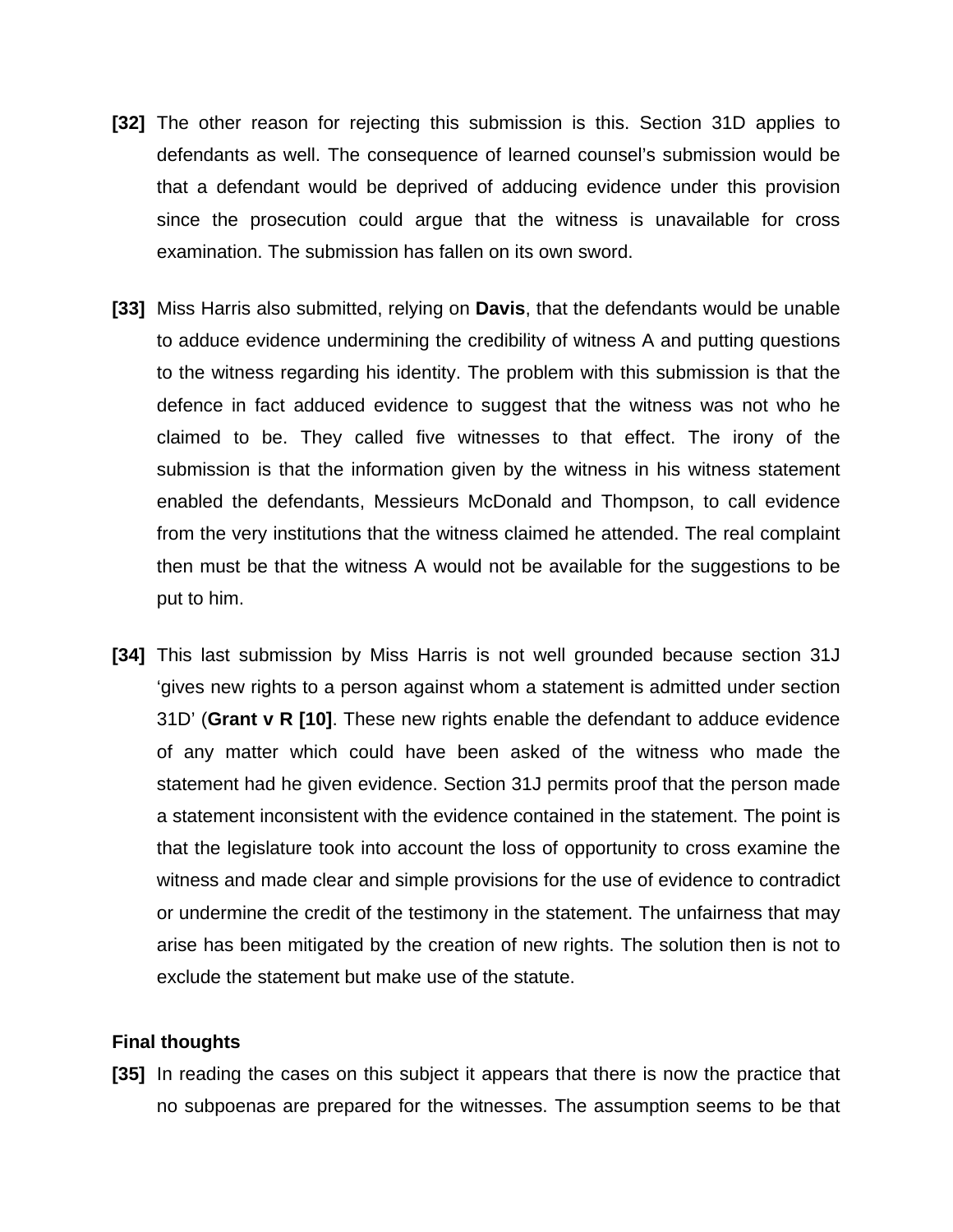**[32]** The other reason for rejecting this submission is this. Section 31D applies to defendants as well. The consequence of learned counsel's submission would be that a defendant would be deprived of adducing evidence under this provision since the prosecution could argue that the witness is unavailable for cross examination. The submission has fallen on its own sword.

**[33]** Miss Harris also submitted, relying on **Davis**, that the defendants would be unable to adduce evidence undermining the credibility of witness A and putting questions to the witness regarding his identity. The problem with this submission is that the defence in fact adduced evidence to suggest that the witness was not who he claimed to be. They called five witnesses to that effect. The irony of the submission is that the information given by the witness in his witness statement enabled the defendants, Messieurs McDonald and Thompson, to call evidence from the very institutions that the witness claimed he attended. The real complaint then must be that the witness A would not be available for the suggestions to be put to him.

**[34]** This last submission by Miss Harris is not well grounded because section 31J 'gives new rights to a person against whom a statement is admitted under section 31D' (**Grant v R [10]**. These new rights enable the defendant to adduce evidence of any matter which could have been asked of the witness who made the statement had he given evidence. Section 31J permits proof that the person made a statement inconsistent with the evidence contained in the statement. The point is that the legislature took into account the loss of opportunity to cross examine the witness and made clear and simple provisions for the use of evidence to contradict or undermine the credit of the testimony in the statement. The unfairness that may arise has been mitigated by the creation of new rights. The solution then is not to exclude the statement but make use of the statute.

**Final thoughts**

**[35]** In reading the cases on this subject it appears that there is now the practice that no subpoenas are prepared for the witnesses. The assumption seems to be that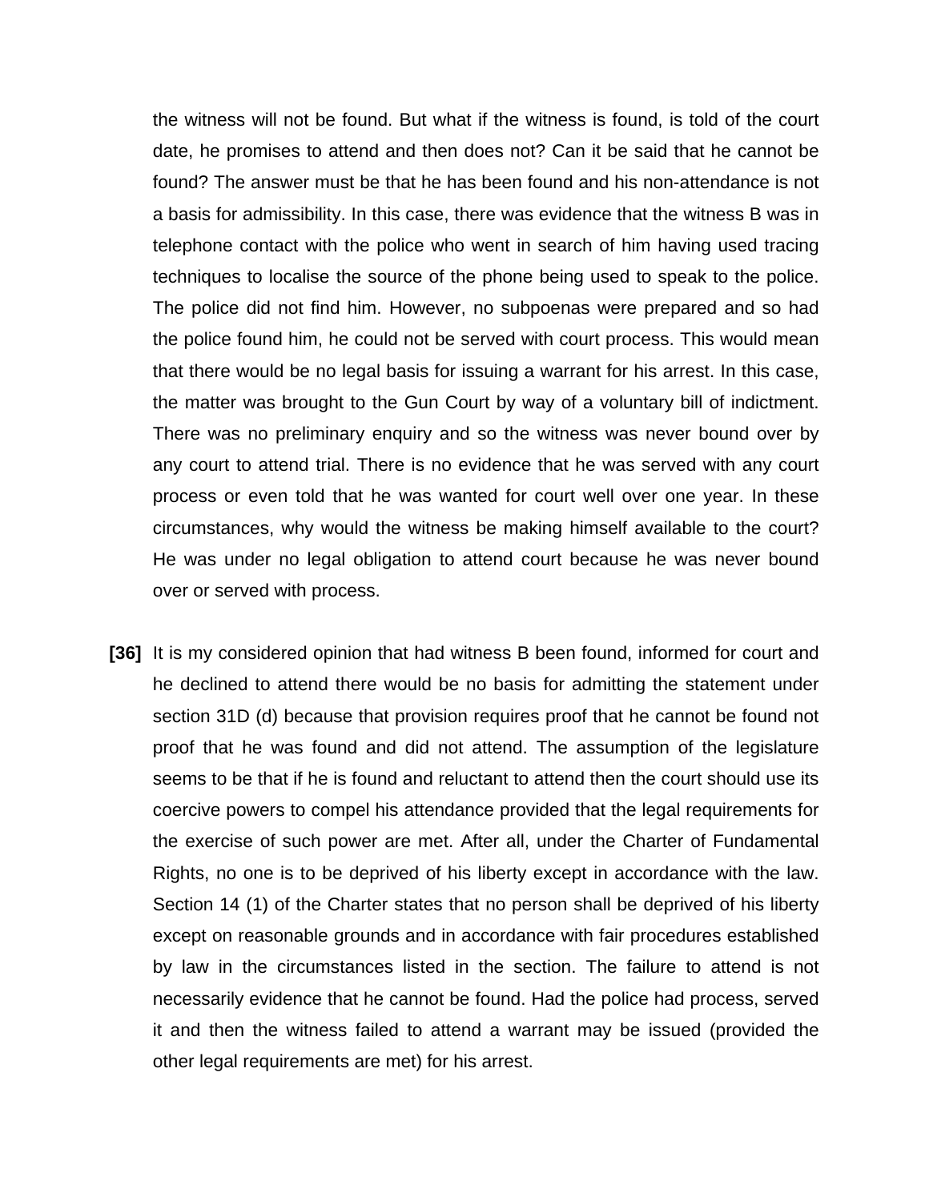the witness will not be found. But what if the witness is found, is told of the court date, he promises to attend and then does not? Can it be said that he cannot be found? The answer must be that he has been found and his non-attendance is not a basis for admissibility. In this case, there was evidence that the witness B was in telephone contact with the police who went in search of him having used tracing techniques to localise the source of the phone being used to speak to the police. The police did not find him. However, no subpoenas were prepared and so had the police found him, he could not be served with court process. This would mean that there would be no legal basis for issuing a warrant for his arrest. In this case, the matter was brought to the Gun Court by way of a voluntary bill of indictment. There was no preliminary enquiry and so the witness was never bound over by any court to attend trial. There is no evidence that he was served with any court process or even told that he was wanted for court well over one year. In these circumstances, why would the witness be making himself available to the court? He was under no legal obligation to attend court because he was never bound over or served with process.

**[36]** It is my considered opinion that had witness B been found, informed for court and he declined to attend there would be no basis for admitting the statement under section 31D (d) because that provision requires proof that he cannot be found not proof that he was found and did not attend. The assumption of the legislature seems to be that if he is found and reluctant to attend then the court should use its coercive powers to compel his attendance provided that the legal requirements for the exercise of such power are met. After all, under the Charter of Fundamental Rights, no one is to be deprived of his liberty except in accordance with the law. Section 14 (1) of the Charter states that no person shall be deprived of his liberty except on reasonable grounds and in accordance with fair procedures established by law in the circumstances listed in the section. The failure to attend is not necessarily evidence that he cannot be found. Had the police had process, served it and then the witness failed to attend a warrant may be issued (provided the other legal requirements are met) for his arrest.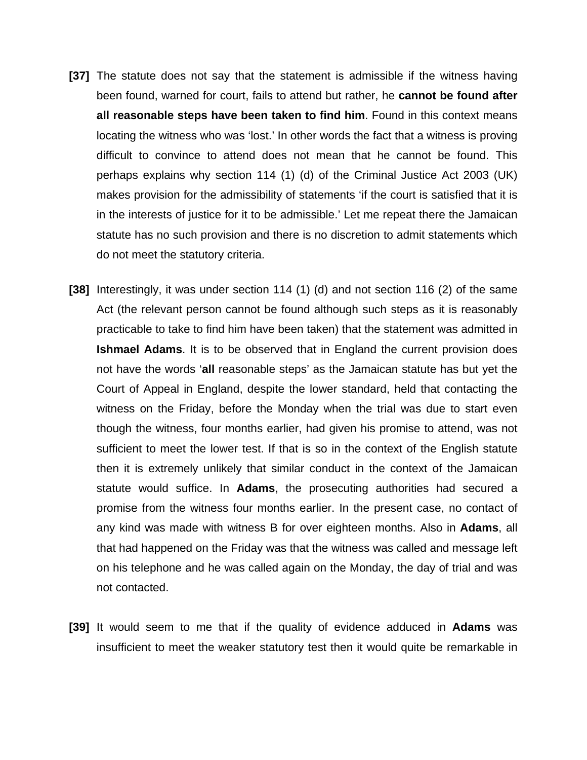**[37]** The statute does not say that the statement is admissible if the witness having been found, warned for court, fails to attend but rather, he **cannot be found after all reasonable steps have been taken to find him**. Found in this context means locating the witness who was 'lost.' In other words the fact that a witness is proving difficult to convince to attend does not mean that he cannot be found. This perhaps explains why section 114 (1) (d) of the Criminal Justice Act 2003 (UK) makes provision for the admissibility of statements 'if the court is satisfied that it is in the interests of justice for it to be admissible.' Let me repeat there the Jamaican statute has no such provision and there is no discretion to admit statements which do not meet the statutory criteria.

**[38]** Interestingly, it was under section 114 (1) (d) and not section 116 (2) of the same Act (the relevant person cannot be found although such steps as it is reasonably practicable to take to find him have been taken) that the statement was admitted in **Ishmael Adams**. It is to be observed that in England the current provision does not have the words '**all** reasonable steps' as the Jamaican statute has but yet the Court of Appeal in England, despite the lower standard, held that contacting the witness on the Friday, before the Monday when the trial was due to start even though the witness, four months earlier, had given his promise to attend, was not sufficient to meet the lower test. If that is so in the context of the English statute then it is extremely unlikely that similar conduct in the context of the Jamaican statute would suffice. In **Adams**, the prosecuting authorities had secured a promise from the witness four months earlier. In the present case, no contact of any kind was made with witness B for over eighteen months. Also in **Adams**, all that had happened on the Friday was that the witness was called and message left on his telephone and he was called again on the Monday, the day of trial and was not contacted.

**[39]** It would seem to me that if the quality of evidence adduced in **Adams** was insufficient to meet the weaker statutory test then it would quite be remarkable in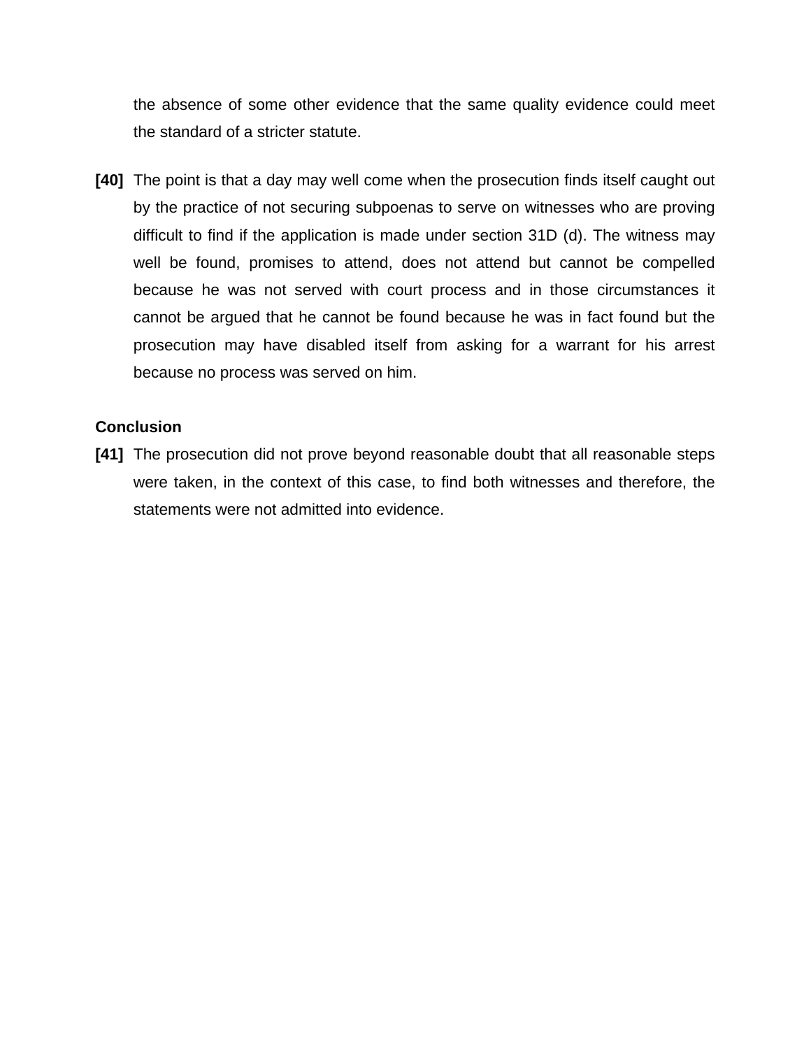the absence of some other evidence that the same quality evidence could meet the standard of a stricter statute.

**[40]** The point is that a day may well come when the prosecution finds itself caught out by the practice of not securing subpoenas to serve on witnesses who are proving difficult to find if the application is made under section 31D (d). The witness may well be found, promises to attend, does not attend but cannot be compelled because he was not served with court process and in those circumstances it cannot be argued that he cannot be found because he was in fact found but the prosecution may have disabled itself from asking for a warrant for his arrest because no process was served on him.

**Conclusion**

**[41]** The prosecution did not prove beyond reasonable doubt that all reasonable steps were taken, in the context of this case, to find both witnesses and therefore, the statements were not admitted into evidence.